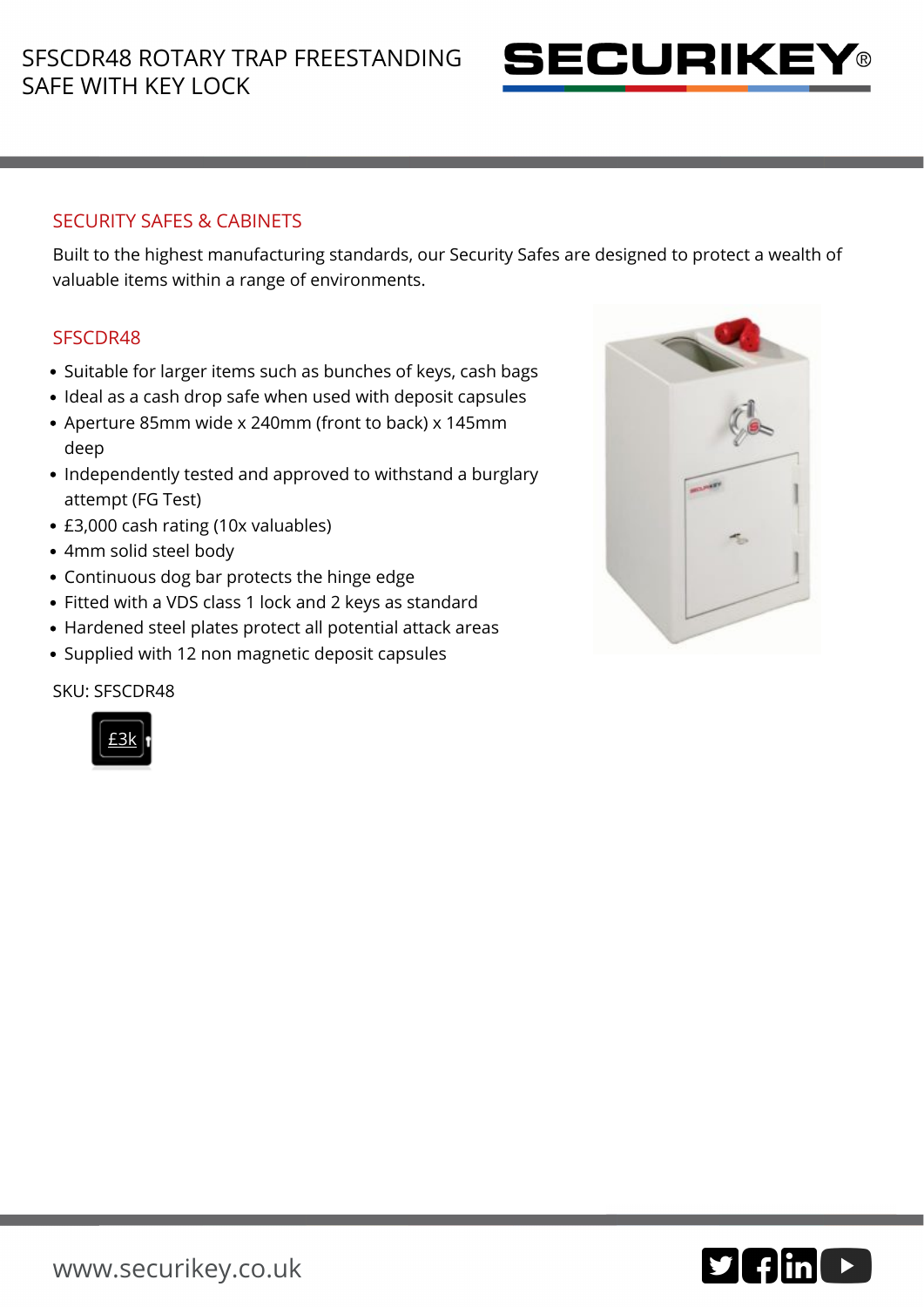# SFSCDR48 ROTARY TRAP FREESTANDING SAFE WITH KEY LOCK

## SECURITY SAFES & CABINETS

Built to the highest manufacturing standards, our Security Safes are designed to protect a wealth of valuable items within a range of environments.

## SFSCDR48

- Suitable for larger items such as bunches of keys, cash bags
- Ideal as a cash drop safe when used with deposit capsules
- Aperture 85mm wide x 240mm (front to back) x 145mm deep
- Independently tested and approved to withstand a burglary attempt (FG Test)
- £3,000 cash rating (10x valuables)
- 4mm solid steel body
- Continuous dog bar protects the hinge edge
- Fitted with a VDS class 1 lock and 2 keys as standard
- Hardened steel plates protect all potential attack areas
- Supplied with 12 non magnetic deposit capsules

SKU: SFSCDR48

£3k

www.securikey.co.uk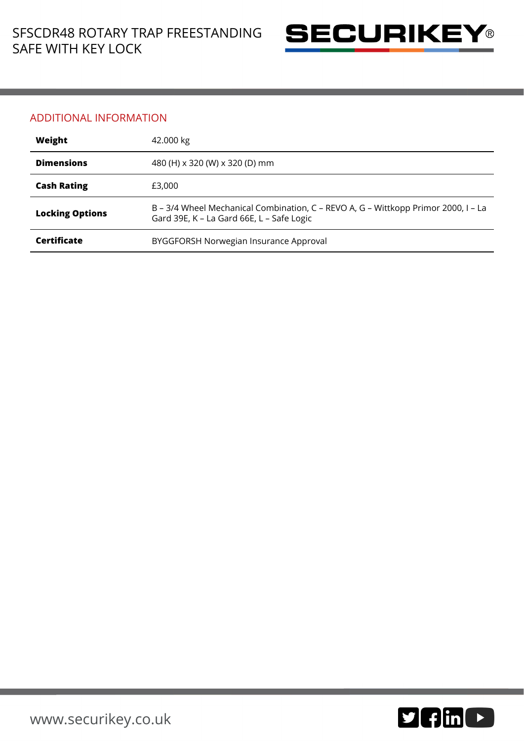## ADDITIONAL INFORMATION

| **Weight** | 42.000 kg |
|---|---|
| **Dimensions** | 480 (H) x 320 (W) x 320 (D) mm |
| **Cash Rating** | £3,000 |
| **Locking Options** | B – 3/4 Wheel Mechanical Combination, C – REVO A, G – Wittkopp Primor 2000, I – La Gard 39E, K – La Gard 66E, L – Safe Logic |
| **Certificate** | BYGGFORSH Norwegian Insurance Approval |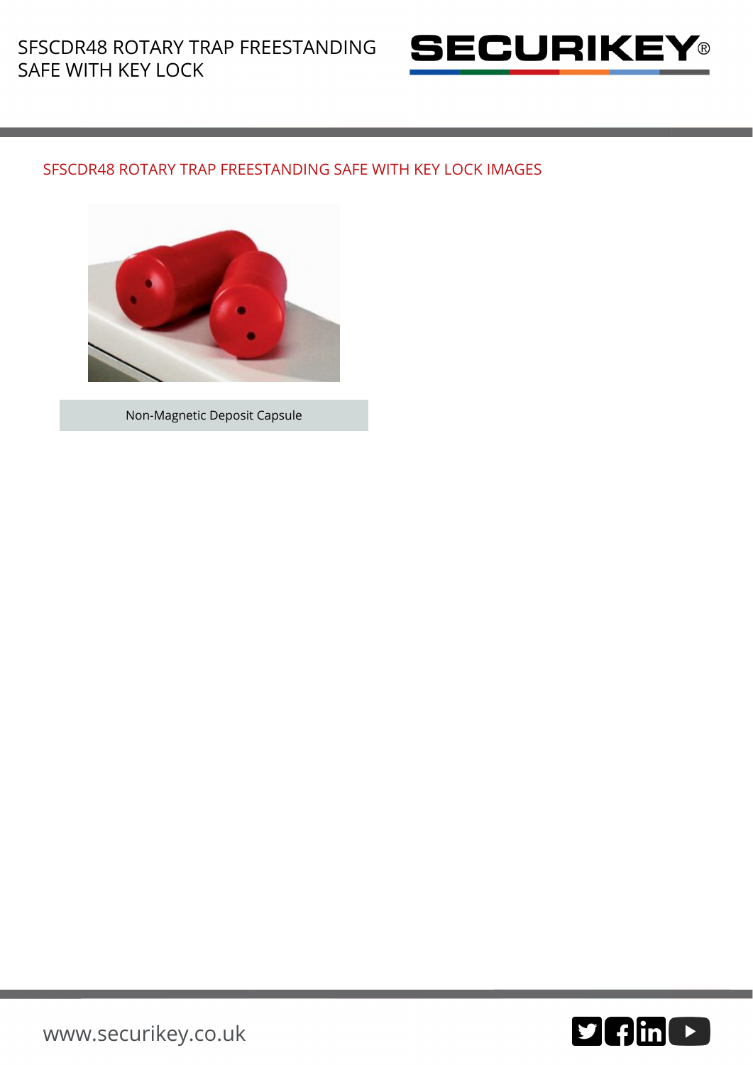## SFSCDR48 ROTARY TRAP FREESTANDING SAFE WITH KEY LOCK IMAGES

Non-Magnetic Deposit Capsule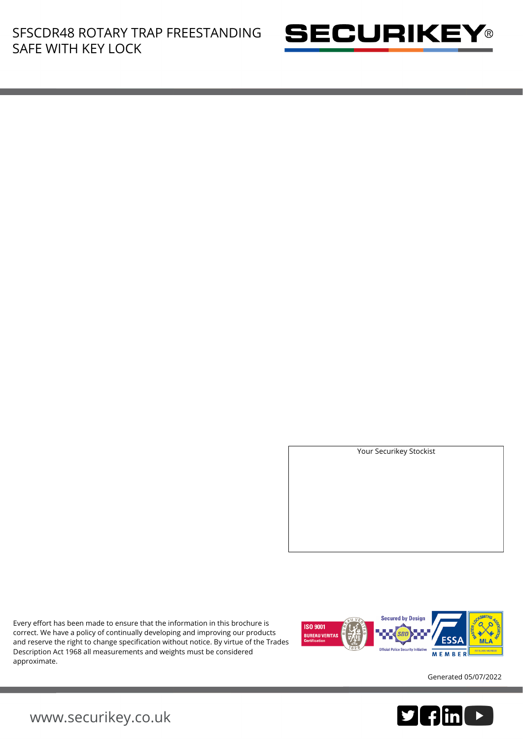# SFSCDR48 ROTARY TRAP FREESTANDING SAFE WITH KEY LOCK

Your Securikey Stockist

Every effort has been made to ensure that the information in this brochure is correct. We have a policy of continually developing and improving our products and reserve the right to change specification without notice. By virtue of the Trades Description Act 1968 all measurements and weights must be considered approximate.

Generated 05/07/2022

www.securikey.co.uk